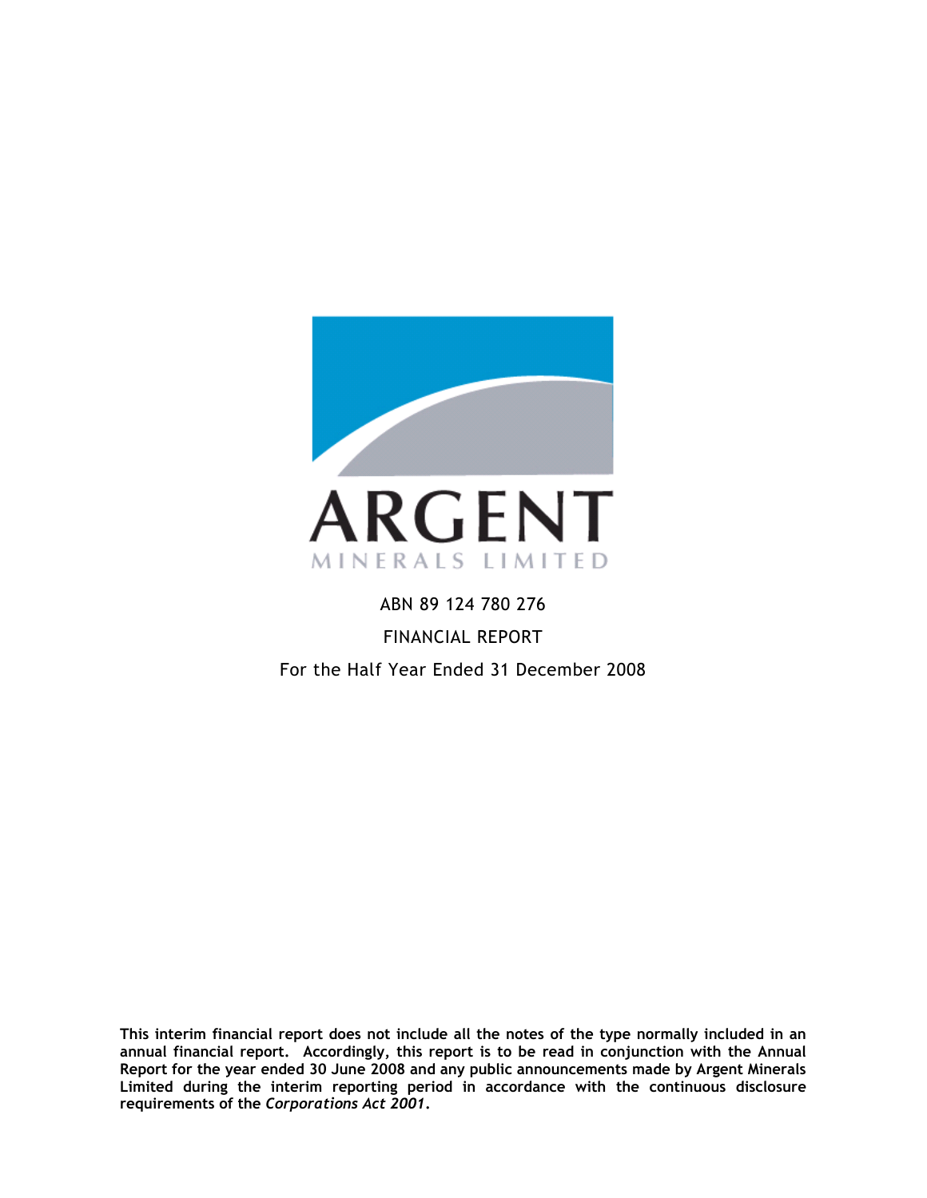# ARGENT

MINERALS LIMITED

ABN 89 124 780 276

FINANCIAL REPORT

For the Half Year Ended 31 December 2008

**This interim financial report does not include all the notes of the type normally included in an annual financial report. Accordingly, this report is to be read in conjunction with the Annual Report for the year ended 30 June 2008 and any public announcements made by Argent Minerals Limited during the interim reporting period in accordance with the continuous disclosure requirements of the *Corporations Act 2001*.**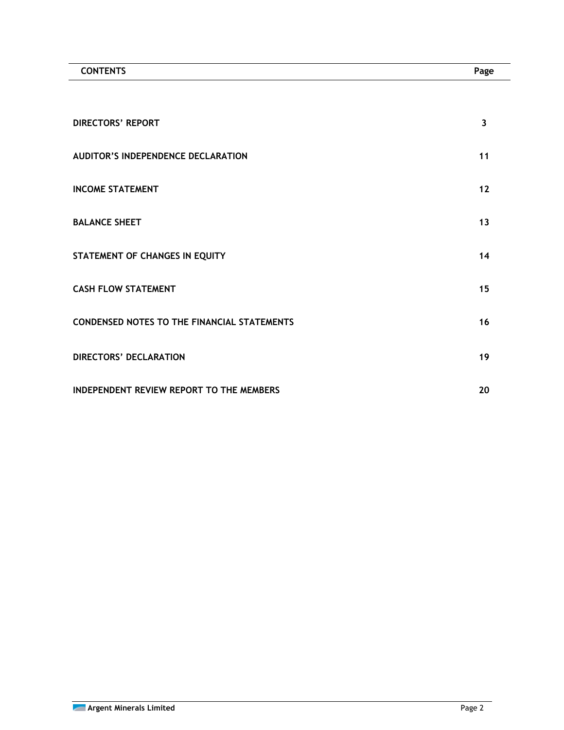| CONTENTS | Page |
|---|---|
| DIRECTORS' REPORT | 3 |
| AUDITOR'S INDEPENDENCE DECLARATION | 11 |
| INCOME STATEMENT | 12 |
| BALANCE SHEET | 13 |
| STATEMENT OF CHANGES IN EQUITY | 14 |
| CASH FLOW STATEMENT | 15 |
| CONDENSED NOTES TO THE FINANCIAL STATEMENTS | 16 |
| DIRECTORS' DECLARATION | 19 |
| INDEPENDENT REVIEW REPORT TO THE MEMBERS | 20 |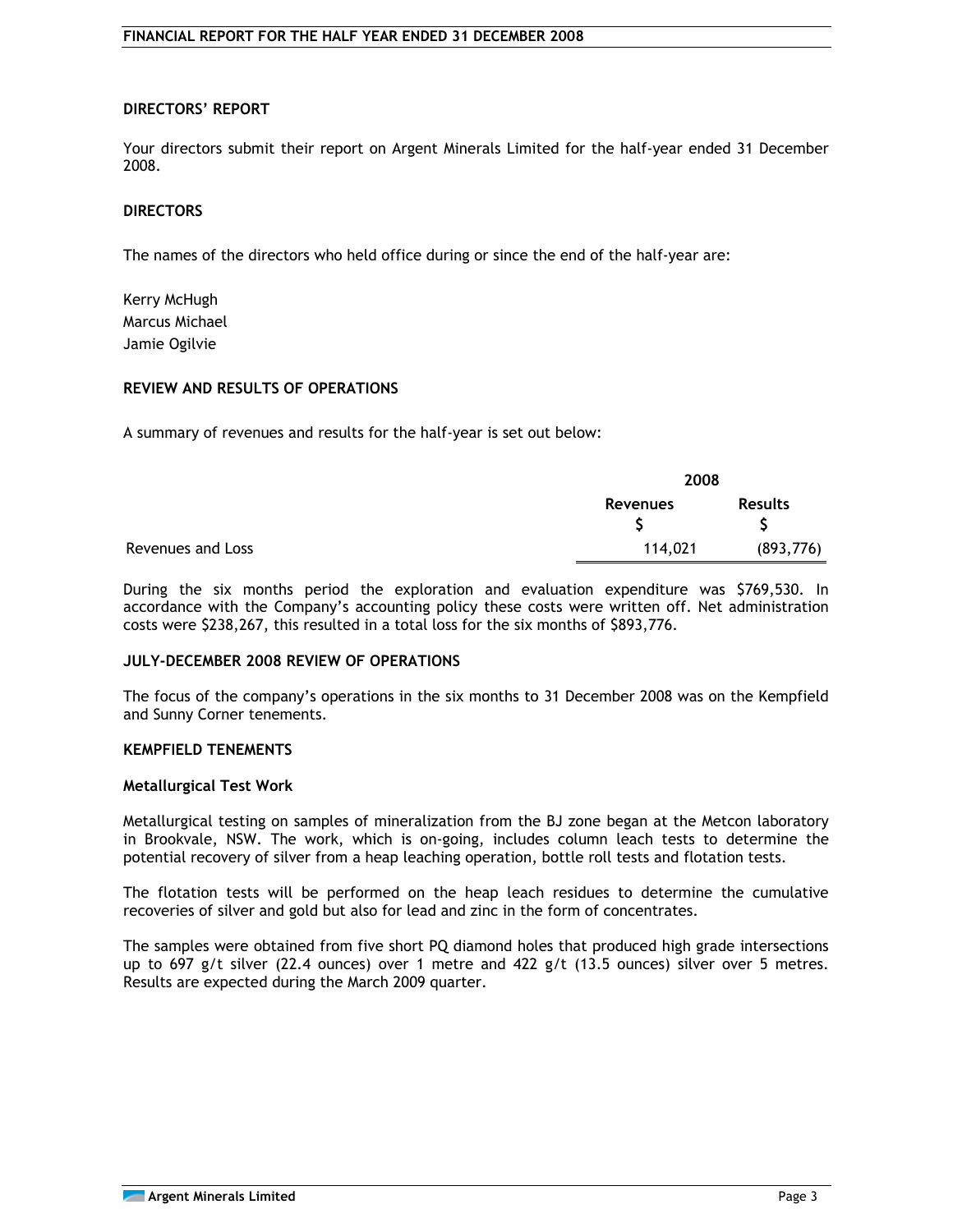## DIRECTORS' REPORT

Your directors submit their report on Argent Minerals Limited for the half-year ended 31 December 2008.

## DIRECTORS

The names of the directors who held office during or since the end of the half-year are:

Kerry McHugh
Marcus Michael
Jamie Ogilvie

## REVIEW AND RESULTS OF OPERATIONS

A summary of revenues and results for the half-year is set out below:

| | 2008 | |
|---|---|---|
| | Revenues | Results |
| | $ | $ |
| Revenues and Loss | 114,021 | (893,776) |

During the six months period the exploration and evaluation expenditure was $769,530. In accordance with the Company's accounting policy these costs were written off. Net administration costs were $238,267, this resulted in a total loss for the six months of $893,776.

## JULY-DECEMBER 2008 REVIEW OF OPERATIONS

The focus of the company's operations in the six months to 31 December 2008 was on the Kempfield and Sunny Corner tenements.

## KEMPFIELD TENEMENTS

### Metallurgical Test Work

Metallurgical testing on samples of mineralization from the BJ zone began at the Metcon laboratory in Brookvale, NSW. The work, which is on-going, includes column leach tests to determine the potential recovery of silver from a heap leaching operation, bottle roll tests and flotation tests.

The flotation tests will be performed on the heap leach residues to determine the cumulative recoveries of silver and gold but also for lead and zinc in the form of concentrates.

The samples were obtained from five short PQ diamond holes that produced high grade intersections up to 697 g/t silver (22.4 ounces) over 1 metre and 422 g/t (13.5 ounces) silver over 5 metres. Results are expected during the March 2009 quarter.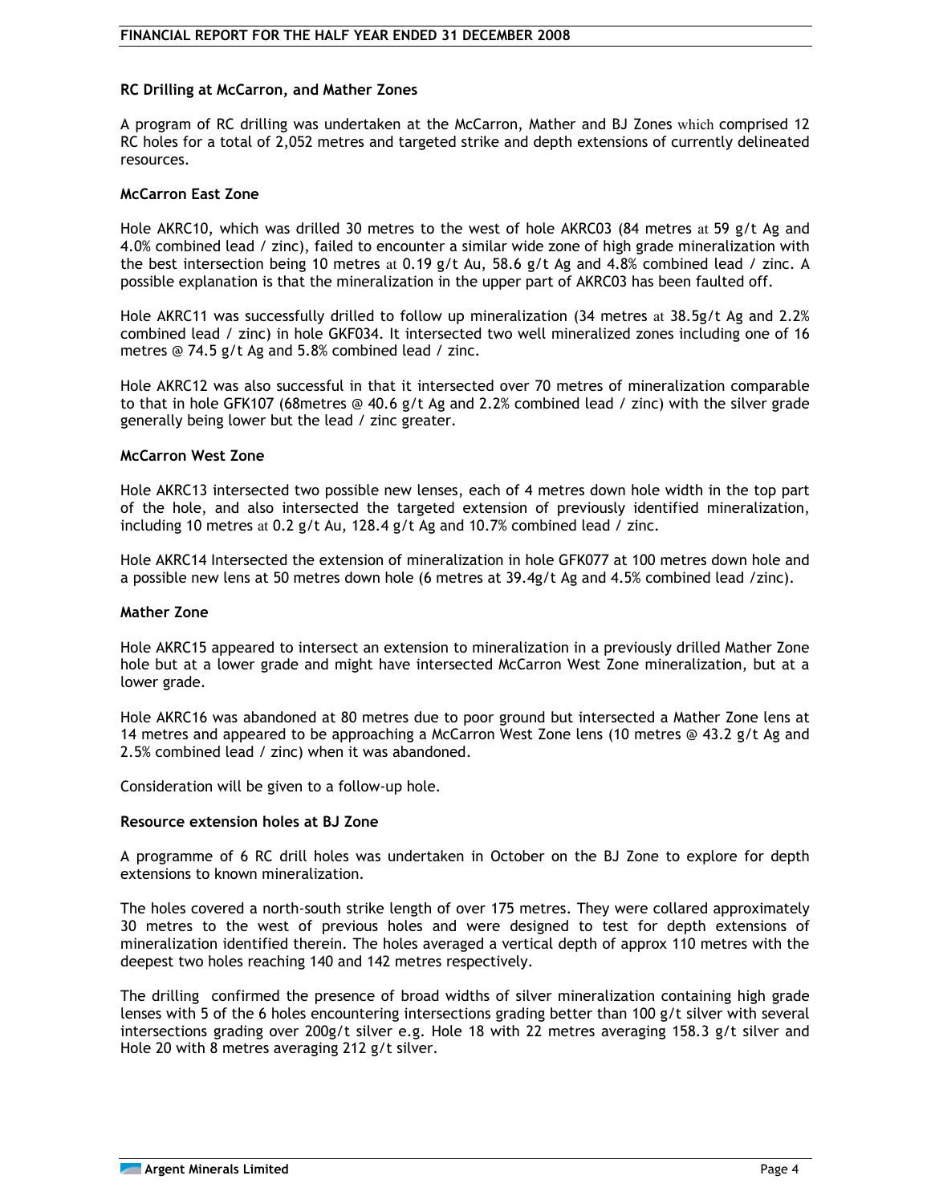### RC Drilling at McCarron, and Mather Zones

A program of RC drilling was undertaken at the McCarron, Mather and BJ Zones which comprised 12 RC holes for a total of 2,052 metres and targeted strike and depth extensions of currently delineated resources.

### McCarron East Zone

Hole AKRC10, which was drilled 30 metres to the west of hole AKRC03 (84 metres at 59 g/t Ag and 4.0% combined lead / zinc), failed to encounter a similar wide zone of high grade mineralization with the best intersection being 10 metres at 0.19 g/t Au, 58.6 g/t Ag and 4.8% combined lead / zinc. A possible explanation is that the mineralization in the upper part of AKRC03 has been faulted off.

Hole AKRC11 was successfully drilled to follow up mineralization (34 metres at 38.5g/t Ag and 2.2% combined lead / zinc) in hole GKF034. It intersected two well mineralized zones including one of 16 metres @ 74.5 g/t Ag and 5.8% combined lead / zinc.

Hole AKRC12 was also successful in that it intersected over 70 metres of mineralization comparable to that in hole GFK107 (68metres @ 40.6 g/t Ag and 2.2% combined lead / zinc) with the silver grade generally being lower but the lead / zinc greater.

### McCarron West Zone

Hole AKRC13 intersected two possible new lenses, each of 4 metres down hole width in the top part of the hole, and also intersected the targeted extension of previously identified mineralization, including 10 metres at 0.2 g/t Au, 128.4 g/t Ag and 10.7% combined lead / zinc.

Hole AKRC14 Intersected the extension of mineralization in hole GFK077 at 100 metres down hole and a possible new lens at 50 metres down hole (6 metres at 39.4g/t Ag and 4.5% combined lead /zinc).

### Mather Zone

Hole AKRC15 appeared to intersect an extension to mineralization in a previously drilled Mather Zone hole but at a lower grade and might have intersected McCarron West Zone mineralization, but at a lower grade.

Hole AKRC16 was abandoned at 80 metres due to poor ground but intersected a Mather Zone lens at 14 metres and appeared to be approaching a McCarron West Zone lens (10 metres @ 43.2 g/t Ag and 2.5% combined lead / zinc) when it was abandoned.

Consideration will be given to a follow-up hole.

### Resource extension holes at BJ Zone

A programme of 6 RC drill holes was undertaken in October on the BJ Zone to explore for depth extensions to known mineralization.

The holes covered a north-south strike length of over 175 metres. They were collared approximately 30 metres to the west of previous holes and were designed to test for depth extensions of mineralization identified therein. The holes averaged a vertical depth of approx 110 metres with the deepest two holes reaching 140 and 142 metres respectively.

The drilling confirmed the presence of broad widths of silver mineralization containing high grade lenses with 5 of the 6 holes encountering intersections grading better than 100 g/t silver with several intersections grading over 200g/t silver e.g. Hole 18 with 22 metres averaging 158.3 g/t silver and Hole 20 with 8 metres averaging 212 g/t silver.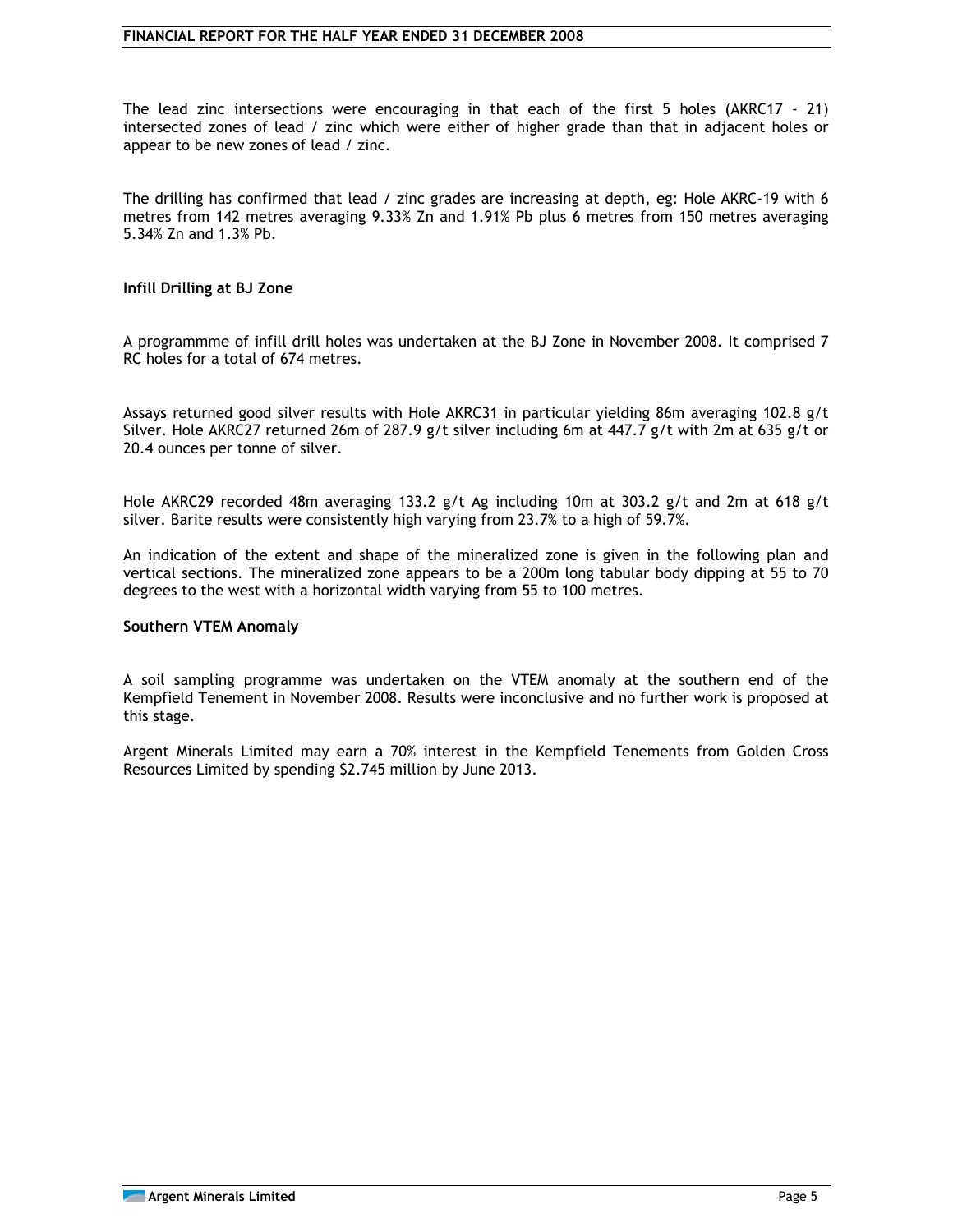The lead zinc intersections were encouraging in that each of the first 5 holes (AKRC17 - 21) intersected zones of lead / zinc which were either of higher grade than that in adjacent holes or appear to be new zones of lead / zinc.

The drilling has confirmed that lead / zinc grades are increasing at depth, eg: Hole AKRC-19 with 6 metres from 142 metres averaging 9.33% Zn and 1.91% Pb plus 6 metres from 150 metres averaging 5.34% Zn and 1.3% Pb.

**Infill Drilling at BJ Zone**

A programmme of infill drill holes was undertaken at the BJ Zone in November 2008. It comprised 7 RC holes for a total of 674 metres.

Assays returned good silver results with Hole AKRC31 in particular yielding 86m averaging 102.8 g/t Silver. Hole AKRC27 returned 26m of 287.9 g/t silver including 6m at 447.7 g/t with 2m at 635 g/t or 20.4 ounces per tonne of silver.

Hole AKRC29 recorded 48m averaging 133.2 g/t Ag including 10m at 303.2 g/t and 2m at 618 g/t silver. Barite results were consistently high varying from 23.7% to a high of 59.7%.

An indication of the extent and shape of the mineralized zone is given in the following plan and vertical sections. The mineralized zone appears to be a 200m long tabular body dipping at 55 to 70 degrees to the west with a horizontal width varying from 55 to 100 metres.

**Southern VTEM Anomaly**

A soil sampling programme was undertaken on the VTEM anomaly at the southern end of the Kempfield Tenement in November 2008. Results were inconclusive and no further work is proposed at this stage.

Argent Minerals Limited may earn a 70% interest in the Kempfield Tenements from Golden Cross Resources Limited by spending $2.745 million by June 2013.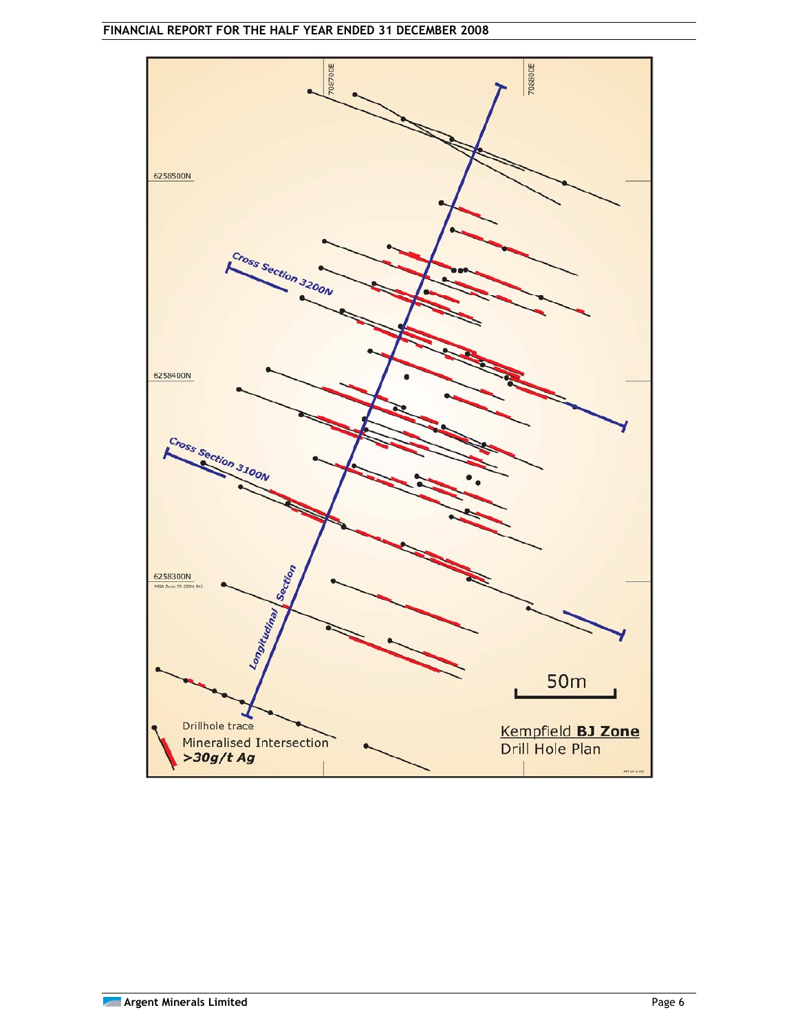708700E

708800E

6258500N

6258400N

6258300N

MGA Zone 55 (GDA 94)

Cross Section 3200N

Cross Section 3100N

Longitudinal Section

50m

Drillhole trace

Mineralised Intersection
***>30g/t Ag***

Kempfield **BJ Zone**
Drill Hole Plan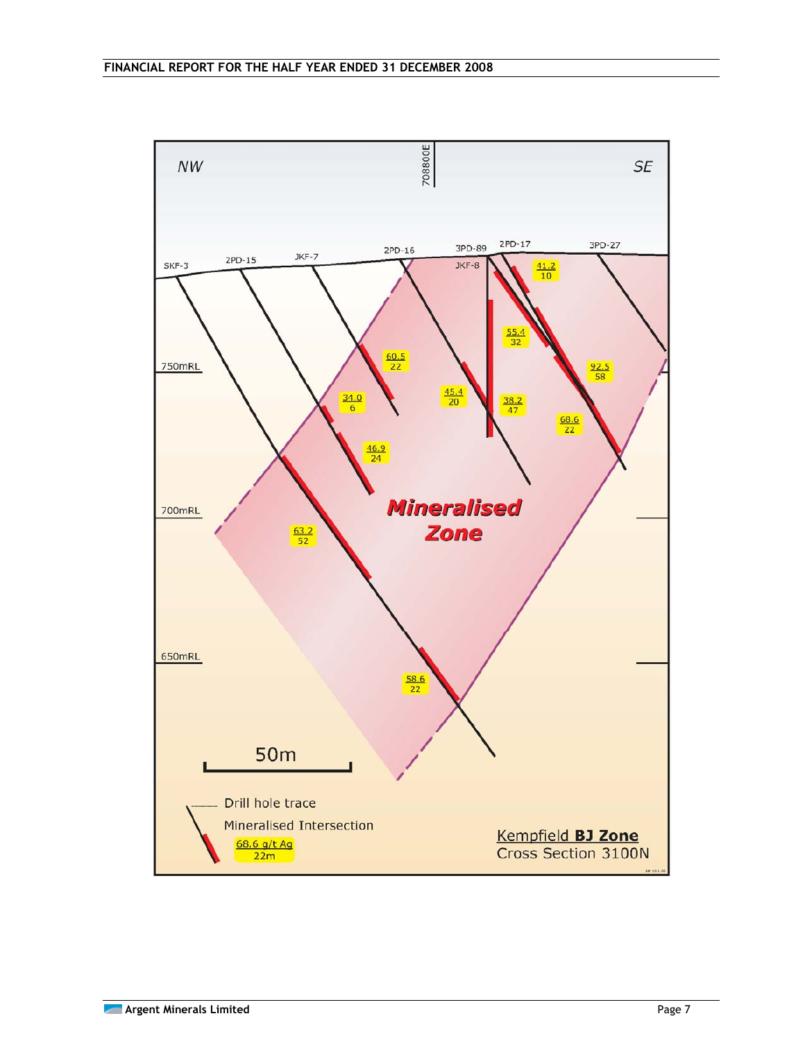NW

SE

708800E

SKF-3

2PD-15

JKF-7

2PD-16

3PD-89

JKF-8

2PD-17

3PD-27

41.2
10

55.4
32

60.5
22

92.5
58

750mRL

34.0
6

45.4
20

38.2
47

68.6
22

46.9
24

700mRL

Mineralised Zone

63.2
52

650mRL

58.6
22

50m

Drill hole trace

Mineralised Intersection

68.6 g/t Ag
22m

Kempfield **BJ Zone**
Cross Section 3100N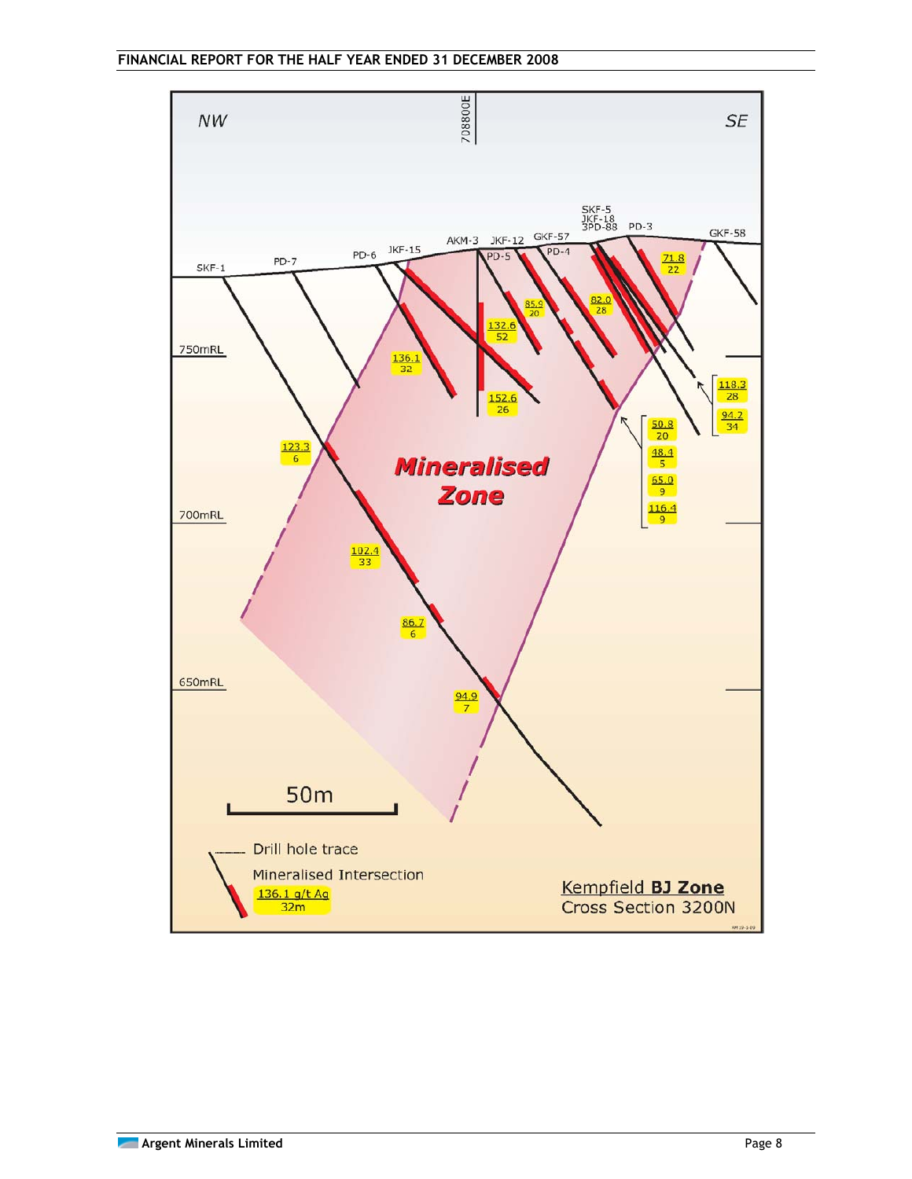Kempfield **BJ Zone**
Cross Section 3200N

NW — SE

708800E

750mRL
700mRL
650mRL

SKF-1, PD-7, PD-6, JKF-15, AKM-3, JKF-12, PD-5, GKF-57, PD-4, SKF-5, JKF-18, 3PD-88, PD-3, GKF-58

**Mineralised Zone**

| g/t Ag | m |
|---|---|
| 136.1 | 32 |
| 132.6 | 52 |
| 152.6 | 26 |
| 85.9 | 20 |
| 82.0 | 28 |
| 71.8 | 22 |
| 118.3 | 28 |
| 94.2 | 34 |
| 50.8 | 20 |
| 48.4 | 5 |
| 65.0 | 9 |
| 116.4 | 9 |
| 123.3 | 6 |
| 102.4 | 33 |
| 86.7 | 6 |
| 94.9 | 7 |

50m

Drill hole trace

Mineralised Intersection
136.1 g/t Ag
32m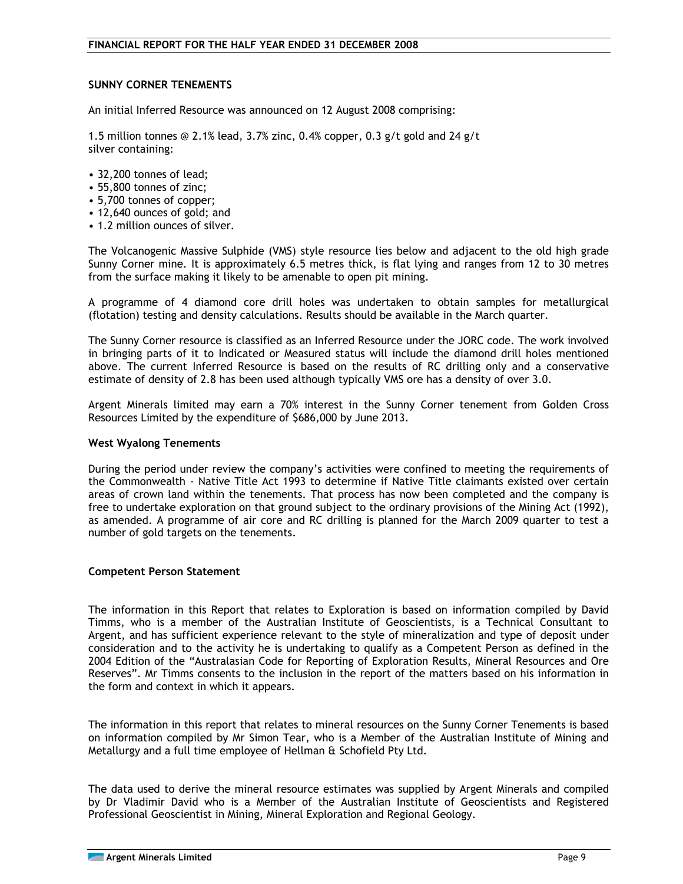## SUNNY CORNER TENEMENTS

An initial Inferred Resource was announced on 12 August 2008 comprising:

1.5 million tonnes @ 2.1% lead, 3.7% zinc, 0.4% copper, 0.3 g/t gold and 24 g/t silver containing:

- 32,200 tonnes of lead;
- 55,800 tonnes of zinc;
- 5,700 tonnes of copper;
- 12,640 ounces of gold; and
- 1.2 million ounces of silver.

The Volcanogenic Massive Sulphide (VMS) style resource lies below and adjacent to the old high grade Sunny Corner mine. It is approximately 6.5 metres thick, is flat lying and ranges from 12 to 30 metres from the surface making it likely to be amenable to open pit mining.

A programme of 4 diamond core drill holes was undertaken to obtain samples for metallurgical (flotation) testing and density calculations. Results should be available in the March quarter.

The Sunny Corner resource is classified as an Inferred Resource under the JORC code. The work involved in bringing parts of it to Indicated or Measured status will include the diamond drill holes mentioned above. The current Inferred Resource is based on the results of RC drilling only and a conservative estimate of density of 2.8 has been used although typically VMS ore has a density of over 3.0.

Argent Minerals limited may earn a 70% interest in the Sunny Corner tenement from Golden Cross Resources Limited by the expenditure of $686,000 by June 2013.

### West Wyalong Tenements

During the period under review the company's activities were confined to meeting the requirements of the Commonwealth - Native Title Act 1993 to determine if Native Title claimants existed over certain areas of crown land within the tenements. That process has now been completed and the company is free to undertake exploration on that ground subject to the ordinary provisions of the Mining Act (1992), as amended. A programme of air core and RC drilling is planned for the March 2009 quarter to test a number of gold targets on the tenements.

### Competent Person Statement

The information in this Report that relates to Exploration is based on information compiled by David Timms, who is a member of the Australian Institute of Geoscientists, is a Technical Consultant to Argent, and has sufficient experience relevant to the style of mineralization and type of deposit under consideration and to the activity he is undertaking to qualify as a Competent Person as defined in the 2004 Edition of the "Australasian Code for Reporting of Exploration Results, Mineral Resources and Ore Reserves". Mr Timms consents to the inclusion in the report of the matters based on his information in the form and context in which it appears.

The information in this report that relates to mineral resources on the Sunny Corner Tenements is based on information compiled by Mr Simon Tear, who is a Member of the Australian Institute of Mining and Metallurgy and a full time employee of Hellman & Schofield Pty Ltd.

The data used to derive the mineral resource estimates was supplied by Argent Minerals and compiled by Dr Vladimir David who is a Member of the Australian Institute of Geoscientists and Registered Professional Geoscientist in Mining, Mineral Exploration and Regional Geology.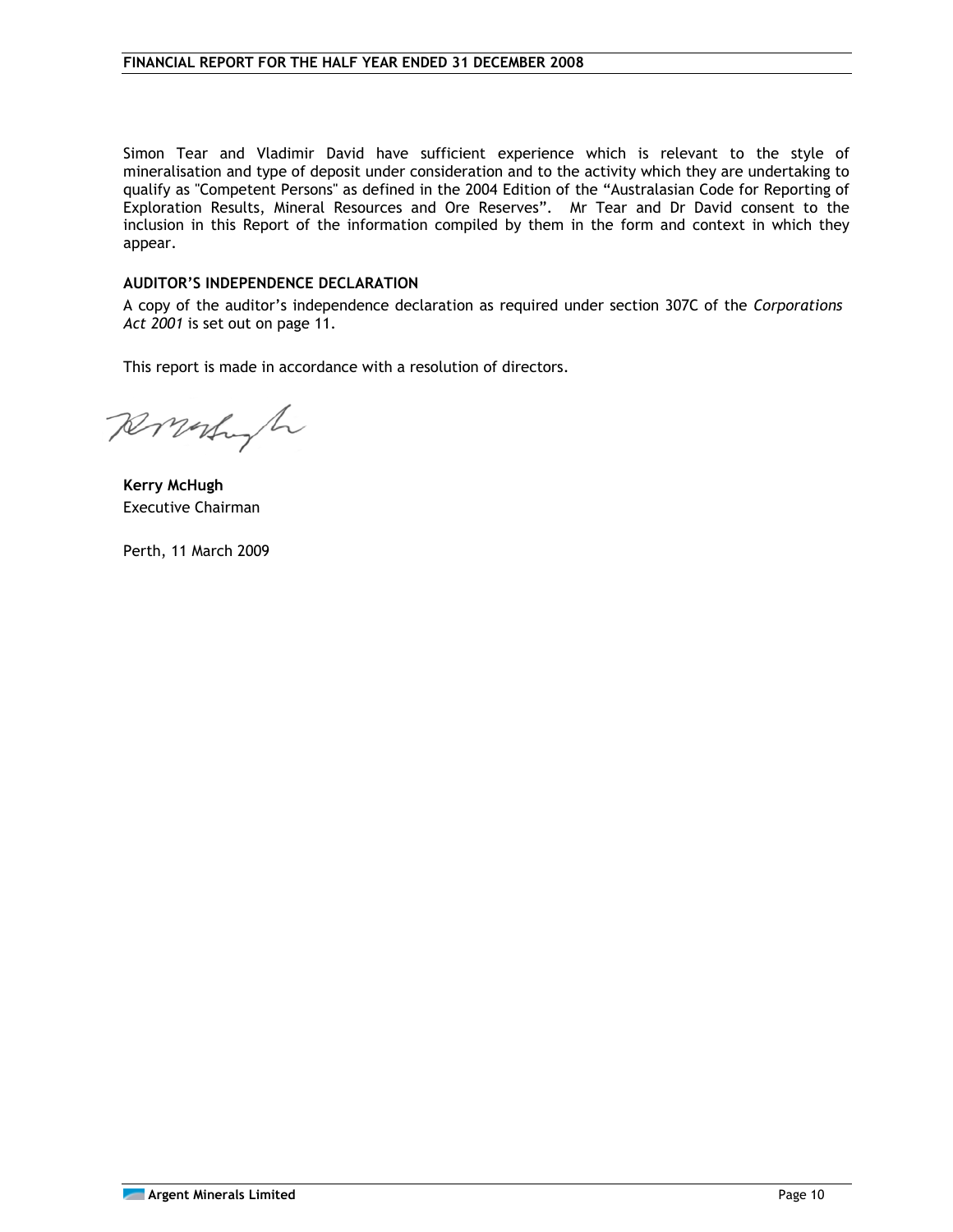Simon Tear and Vladimir David have sufficient experience which is relevant to the style of mineralisation and type of deposit under consideration and to the activity which they are undertaking to qualify as "Competent Persons" as defined in the 2004 Edition of the "Australasian Code for Reporting of Exploration Results, Mineral Resources and Ore Reserves". Mr Tear and Dr David consent to the inclusion in this Report of the information compiled by them in the form and context in which they appear.

**AUDITOR'S INDEPENDENCE DECLARATION**

A copy of the auditor's independence declaration as required under section 307C of the *Corporations Act 2001* is set out on page 11.

This report is made in accordance with a resolution of directors.

**Kerry McHugh**
Executive Chairman

Perth, 11 March 2009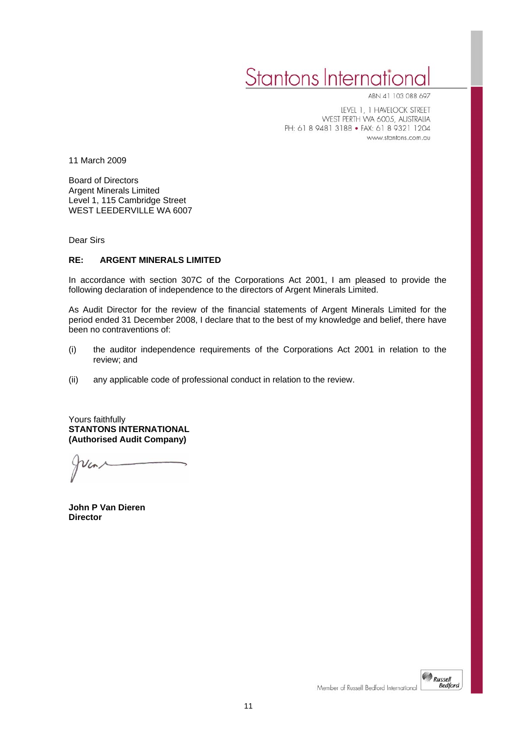Stantons International

ABN 41 103 088 697

LEVEL 1, 1 HAVELOCK STREET
WEST PERTH WA 6005, AUSTRALIA
PH: 61 8 9481 3188 • FAX: 61 8 9321 1204
www.stantons.com.au

11 March 2009

Board of Directors
Argent Minerals Limited
Level 1, 115 Cambridge Street
WEST LEEDERVILLE WA 6007

Dear Sirs

**RE: ARGENT MINERALS LIMITED**

In accordance with section 307C of the Corporations Act 2001, I am pleased to provide the following declaration of independence to the directors of Argent Minerals Limited.

As Audit Director for the review of the financial statements of Argent Minerals Limited for the period ended 31 December 2008, I declare that to the best of my knowledge and belief, there have been no contraventions of:

(i) the auditor independence requirements of the Corporations Act 2001 in relation to the review; and

(ii) any applicable code of professional conduct in relation to the review.

Yours faithfully
**STANTONS INTERNATIONAL**
**(Authorised Audit Company)**

**John P Van Dieren**
**Director**

Member of Russell Bedford International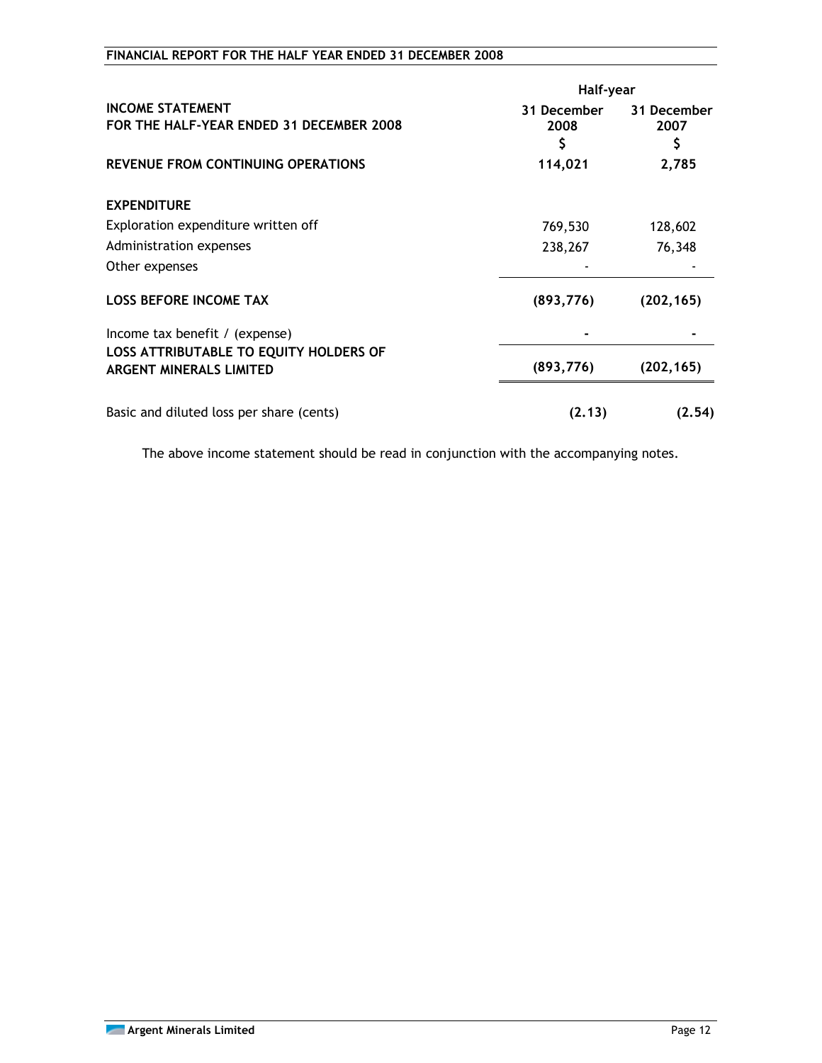## FINANCIAL REPORT FOR THE HALF YEAR ENDED 31 DECEMBER 2008

| | Half-year | |
|---|---|---|
| **INCOME STATEMENT FOR THE HALF-YEAR ENDED 31 DECEMBER 2008** | **31 December 2008 $** | **31 December 2007 $** |
| **REVENUE FROM CONTINUING OPERATIONS** | **114,021** | **2,785** |
| **EXPENDITURE** | | |
| Exploration expenditure written off | 769,530 | 128,602 |
| Administration expenses | 238,267 | 76,348 |
| Other expenses | - | - |
| **LOSS BEFORE INCOME TAX** | **(893,776)** | **(202,165)** |
| Income tax benefit / (expense) | - | - |
| **LOSS ATTRIBUTABLE TO EQUITY HOLDERS OF ARGENT MINERALS LIMITED** | **(893,776)** | **(202,165)** |
| Basic and diluted loss per share (cents) | **(2.13)** | **(2.54)** |

The above income statement should be read in conjunction with the accompanying notes.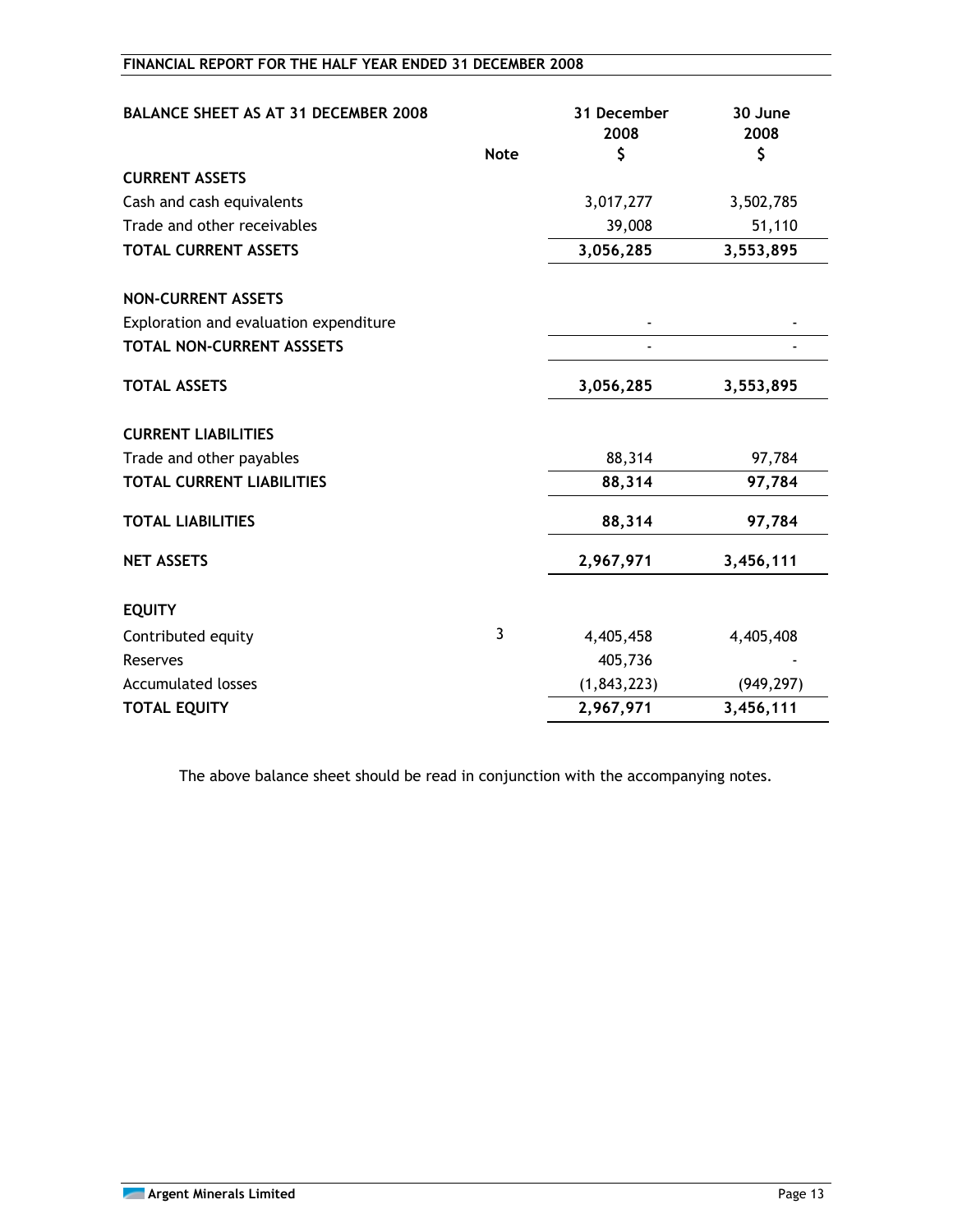**FINANCIAL REPORT FOR THE HALF YEAR ENDED 31 DECEMBER 2008**

| BALANCE SHEET AS AT 31 DECEMBER 2008 | Note | 31 December 2008 $ | 30 June 2008 $ |
|---|---|---|---|
| **CURRENT ASSETS** | | | |
| Cash and cash equivalents | | 3,017,277 | 3,502,785 |
| Trade and other receivables | | 39,008 | 51,110 |
| **TOTAL CURRENT ASSETS** | | **3,056,285** | **3,553,895** |
| | | | |
| **NON-CURRENT ASSETS** | | | |
| Exploration and evaluation expenditure | | - | - |
| **TOTAL NON-CURRENT ASSSETS** | | - | - |
| | | | |
| **TOTAL ASSETS** | | **3,056,285** | **3,553,895** |
| | | | |
| **CURRENT LIABILITIES** | | | |
| Trade and other payables | | 88,314 | 97,784 |
| **TOTAL CURRENT LIABILITIES** | | **88,314** | **97,784** |
| | | | |
| **TOTAL LIABILITIES** | | **88,314** | **97,784** |
| | | | |
| **NET ASSETS** | | **2,967,971** | **3,456,111** |
| | | | |
| **EQUITY** | | | |
| Contributed equity | 3 | 4,405,458 | 4,405,408 |
| Reserves | | 405,736 | - |
| Accumulated losses | | (1,843,223) | (949,297) |
| **TOTAL EQUITY** | | **2,967,971** | **3,456,111** |

The above balance sheet should be read in conjunction with the accompanying notes.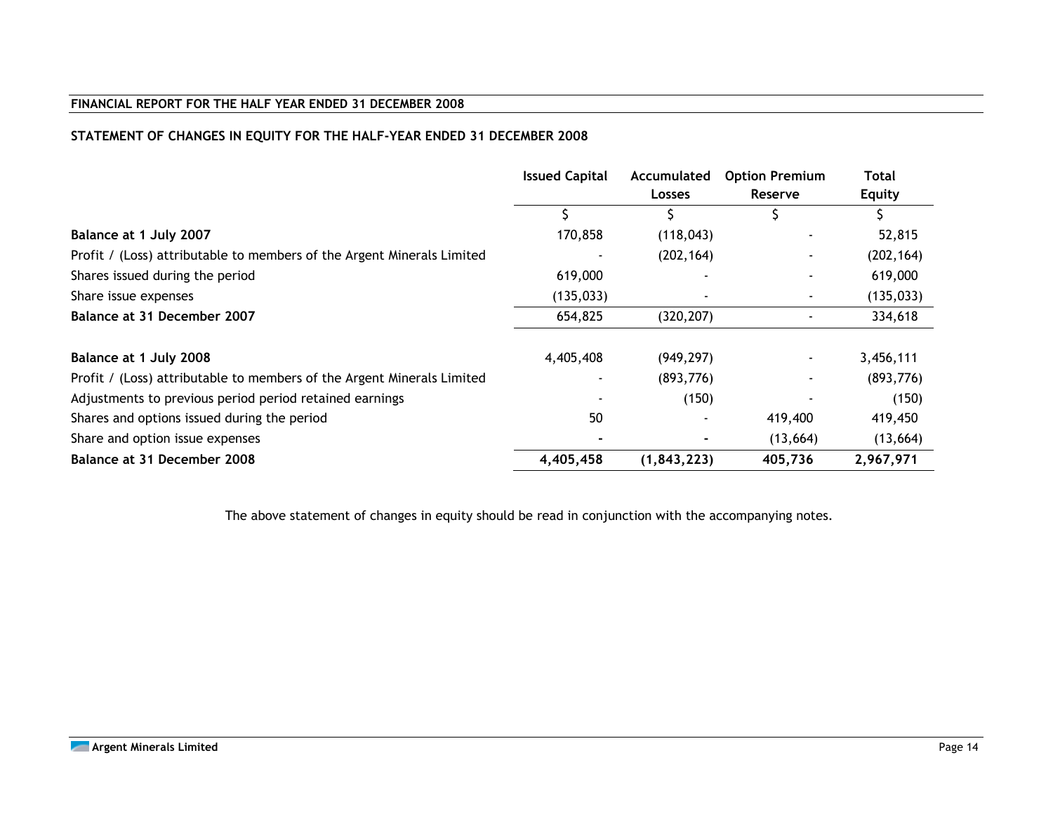**FINANCIAL REPORT FOR THE HALF YEAR ENDED 31 DECEMBER 2008**

## STATEMENT OF CHANGES IN EQUITY FOR THE HALF-YEAR ENDED 31 DECEMBER 2008

| | Issued Capital | Accumulated Losses | Option Premium Reserve | Total Equity |
|---|---|---|---|---|
| | $ | $ | $ | $ |
| **Balance at 1 July 2007** | 170,858 | (118,043) | - | 52,815 |
| Profit / (Loss) attributable to members of the Argent Minerals Limited | - | (202,164) | - | (202,164) |
| Shares issued during the period | 619,000 | - | - | 619,000 |
| Share issue expenses | (135,033) | - | - | (135,033) |
| **Balance at 31 December 2007** | 654,825 | (320,207) | - | 334,618 |
| | | | | |
| **Balance at 1 July 2008** | 4,405,408 | (949,297) | - | 3,456,111 |
| Profit / (Loss) attributable to members of the Argent Minerals Limited | - | (893,776) | - | (893,776) |
| Adjustments to previous period period retained earnings | - | (150) | - | (150) |
| Shares and options issued during the period | 50 | - | 419,400 | 419,450 |
| Share and option issue expenses | - | - | (13,664) | (13,664) |
| **Balance at 31 December 2008** | **4,405,458** | **(1,843,223)** | **405,736** | **2,967,971** |

The above statement of changes in equity should be read in conjunction with the accompanying notes.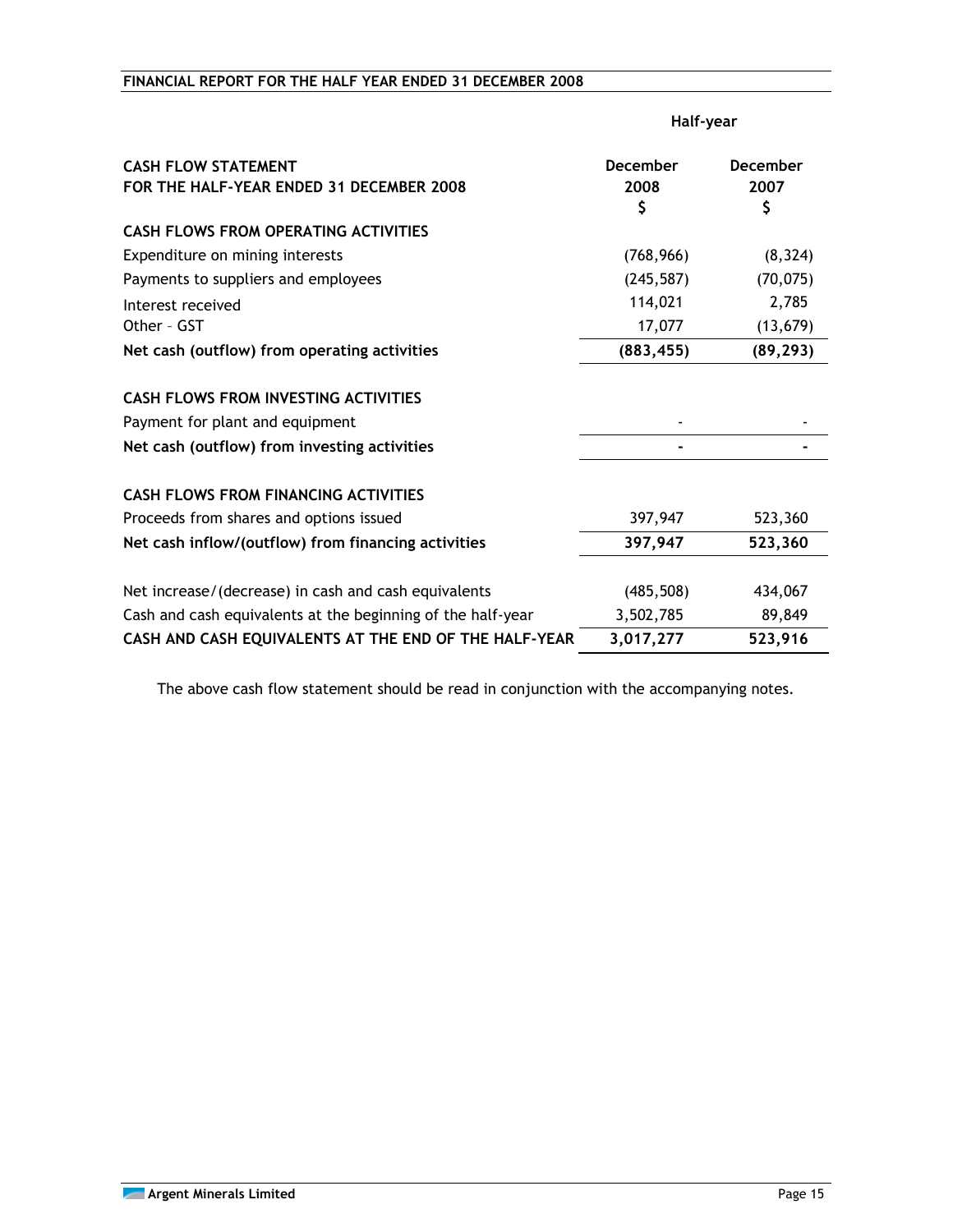| CASH FLOW STATEMENT<br>FOR THE HALF-YEAR ENDED 31 DECEMBER 2008 | Half-year<br>December<br>2008<br>$ | <br>December<br>2007<br>$ |
|---|---|---|
| **CASH FLOWS FROM OPERATING ACTIVITIES** | | |
| Expenditure on mining interests | (768,966) | (8,324) |
| Payments to suppliers and employees | (245,587) | (70,075) |
| Interest received | 114,021 | 2,785 |
| Other – GST | 17,077 | (13,679) |
| **Net cash (outflow) from operating activities** | **(883,455)** | **(89,293)** |
| | | |
| **CASH FLOWS FROM INVESTING ACTIVITIES** | | |
| Payment for plant and equipment | - | - |
| **Net cash (outflow) from investing activities** | **-** | **-** |
| | | |
| **CASH FLOWS FROM FINANCING ACTIVITIES** | | |
| Proceeds from shares and options issued | 397,947 | 523,360 |
| **Net cash inflow/(outflow) from financing activities** | **397,947** | **523,360** |
| | | |
| Net increase/(decrease) in cash and cash equivalents | (485,508) | 434,067 |
| Cash and cash equivalents at the beginning of the half-year | 3,502,785 | 89,849 |
| **CASH AND CASH EQUIVALENTS AT THE END OF THE HALF-YEAR** | **3,017,277** | **523,916** |

The above cash flow statement should be read in conjunction with the accompanying notes.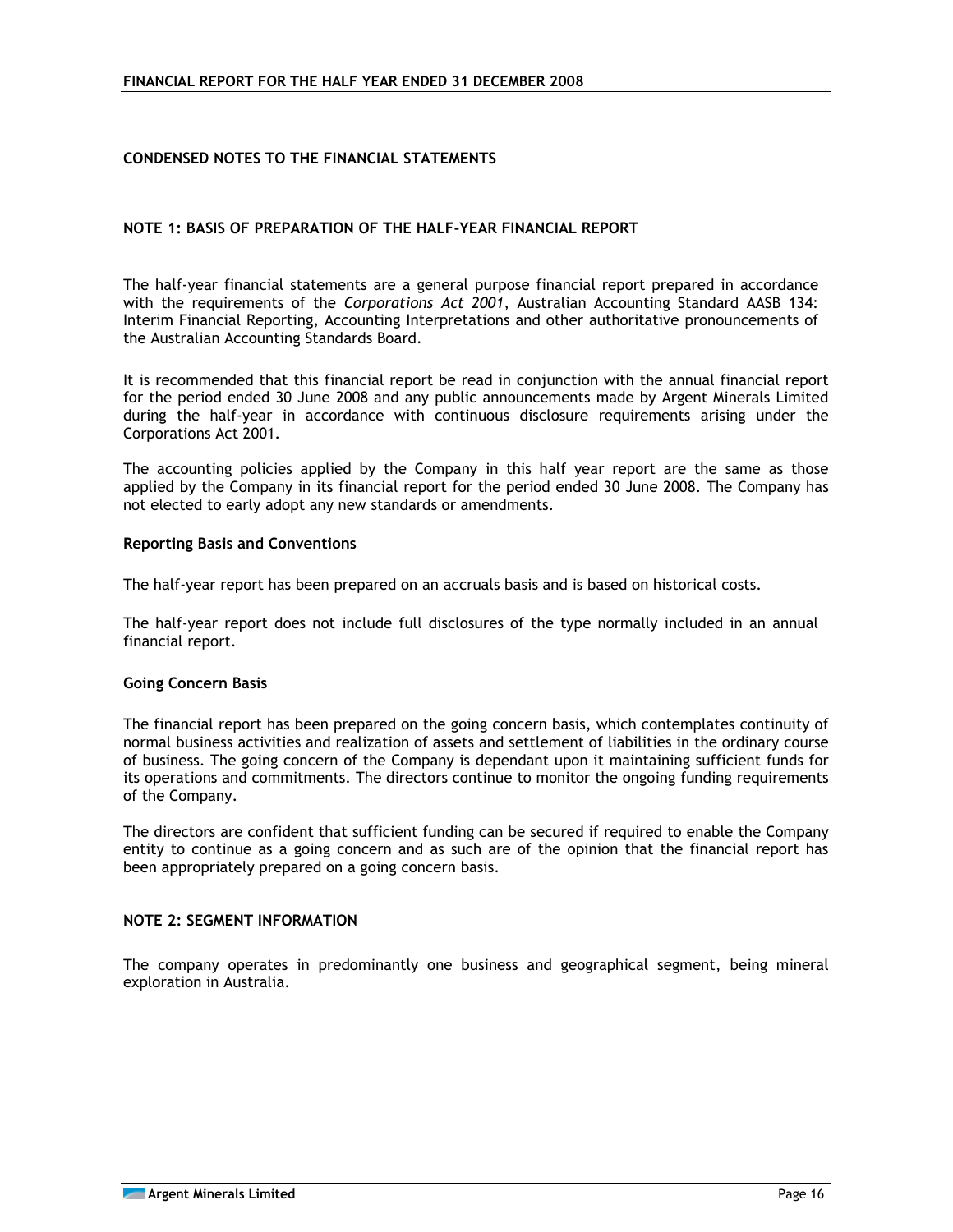## CONDENSED NOTES TO THE FINANCIAL STATEMENTS

### NOTE 1: BASIS OF PREPARATION OF THE HALF-YEAR FINANCIAL REPORT

The half-year financial statements are a general purpose financial report prepared in accordance with the requirements of the *Corporations Act 2001*, Australian Accounting Standard AASB 134: Interim Financial Reporting, Accounting Interpretations and other authoritative pronouncements of the Australian Accounting Standards Board.

It is recommended that this financial report be read in conjunction with the annual financial report for the period ended 30 June 2008 and any public announcements made by Argent Minerals Limited during the half-year in accordance with continuous disclosure requirements arising under the Corporations Act 2001.

The accounting policies applied by the Company in this half year report are the same as those applied by the Company in its financial report for the period ended 30 June 2008. The Company has not elected to early adopt any new standards or amendments.

**Reporting Basis and Conventions**

The half-year report has been prepared on an accruals basis and is based on historical costs.

The half-year report does not include full disclosures of the type normally included in an annual financial report.

**Going Concern Basis**

The financial report has been prepared on the going concern basis, which contemplates continuity of normal business activities and realization of assets and settlement of liabilities in the ordinary course of business. The going concern of the Company is dependant upon it maintaining sufficient funds for its operations and commitments. The directors continue to monitor the ongoing funding requirements of the Company.

The directors are confident that sufficient funding can be secured if required to enable the Company entity to continue as a going concern and as such are of the opinion that the financial report has been appropriately prepared on a going concern basis.

### NOTE 2: SEGMENT INFORMATION

The company operates in predominantly one business and geographical segment, being mineral exploration in Australia.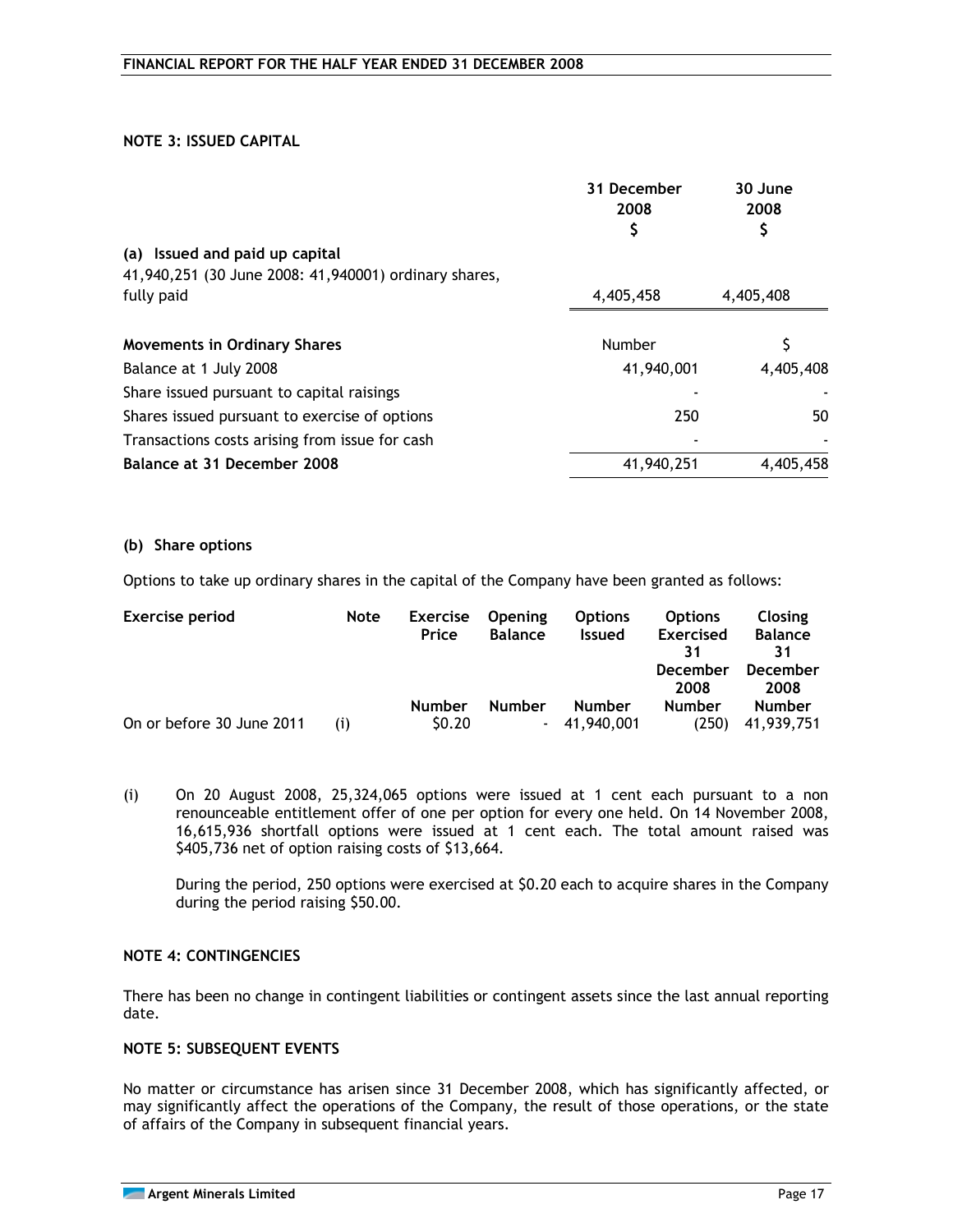## NOTE 3: ISSUED CAPITAL

| | 31 December 2008 \$ | 30 June 2008 \$ |
|---|---|---|
| **(a) Issued and paid up capital** | | |
| 41,940,251 (30 June 2008: 41,940001) ordinary shares, fully paid | 4,405,458 | 4,405,408 |

| **Movements in Ordinary Shares** | Number | \$ |
|---|---|---|
| Balance at 1 July 2008 | 41,940,001 | 4,405,408 |
| Share issued pursuant to capital raisings | - | - |
| Shares issued pursuant to exercise of options | 250 | 50 |
| Transactions costs arising from issue for cash | - | - |
| **Balance at 31 December 2008** | 41,940,251 | 4,405,458 |

**(b) Share options**

Options to take up ordinary shares in the capital of the Company have been granted as follows:

| Exercise period | Note | Exercise Price | Opening Balance | Options Issued | Options Exercised 31 December 2008 | Closing Balance 31 December 2008 |
|---|---|---|---|---|---|---|
| | | Number | Number | Number | Number | Number |
| On or before 30 June 2011 | (i) | \$0.20 | - | 41,940,001 | (250) | 41,939,751 |

(i) On 20 August 2008, 25,324,065 options were issued at 1 cent each pursuant to a non renounceable entitlement offer of one per option for every one held. On 14 November 2008, 16,615,936 shortfall options were issued at 1 cent each. The total amount raised was \$405,736 net of option raising costs of \$13,664.

During the period, 250 options were exercised at \$0.20 each to acquire shares in the Company during the period raising \$50.00.

## NOTE 4: CONTINGENCIES

There has been no change in contingent liabilities or contingent assets since the last annual reporting date.

## NOTE 5: SUBSEQUENT EVENTS

No matter or circumstance has arisen since 31 December 2008, which has significantly affected, or may significantly affect the operations of the Company, the result of those operations, or the state of affairs of the Company in subsequent financial years.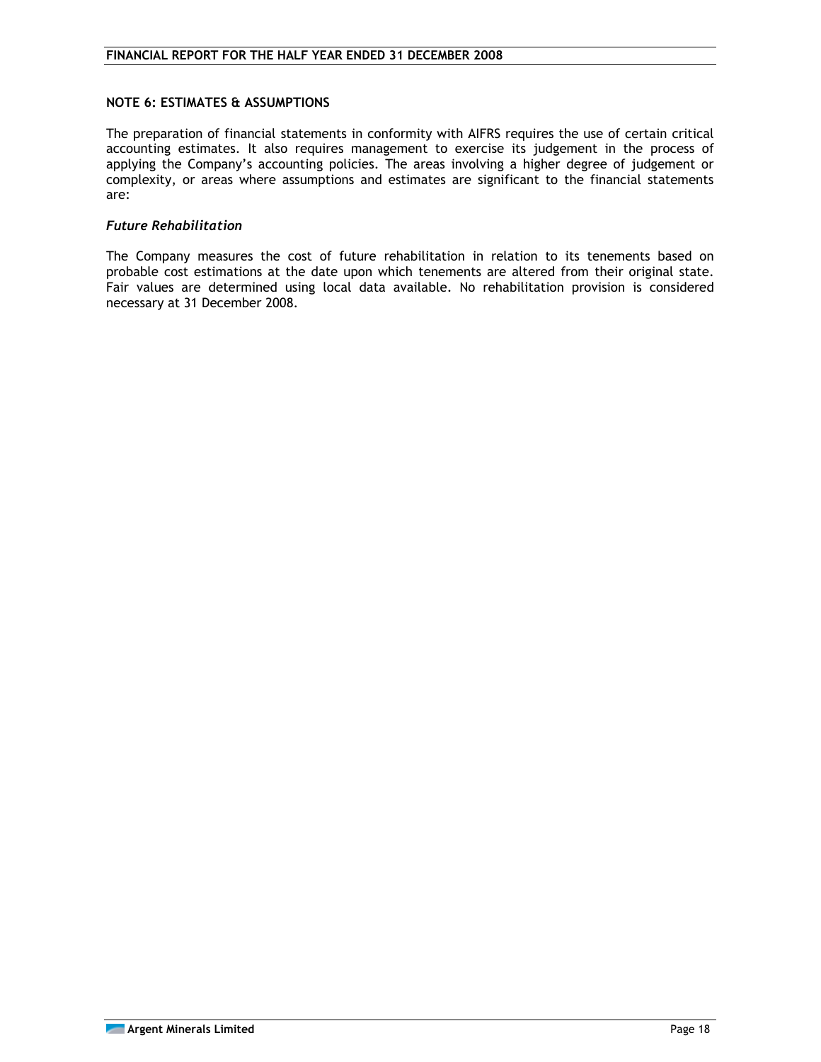## NOTE 6: ESTIMATES & ASSUMPTIONS

The preparation of financial statements in conformity with AIFRS requires the use of certain critical accounting estimates. It also requires management to exercise its judgement in the process of applying the Company's accounting policies. The areas involving a higher degree of judgement or complexity, or areas where assumptions and estimates are significant to the financial statements are:

### *Future Rehabilitation*

The Company measures the cost of future rehabilitation in relation to its tenements based on probable cost estimations at the date upon which tenements are altered from their original state. Fair values are determined using local data available. No rehabilitation provision is considered necessary at 31 December 2008.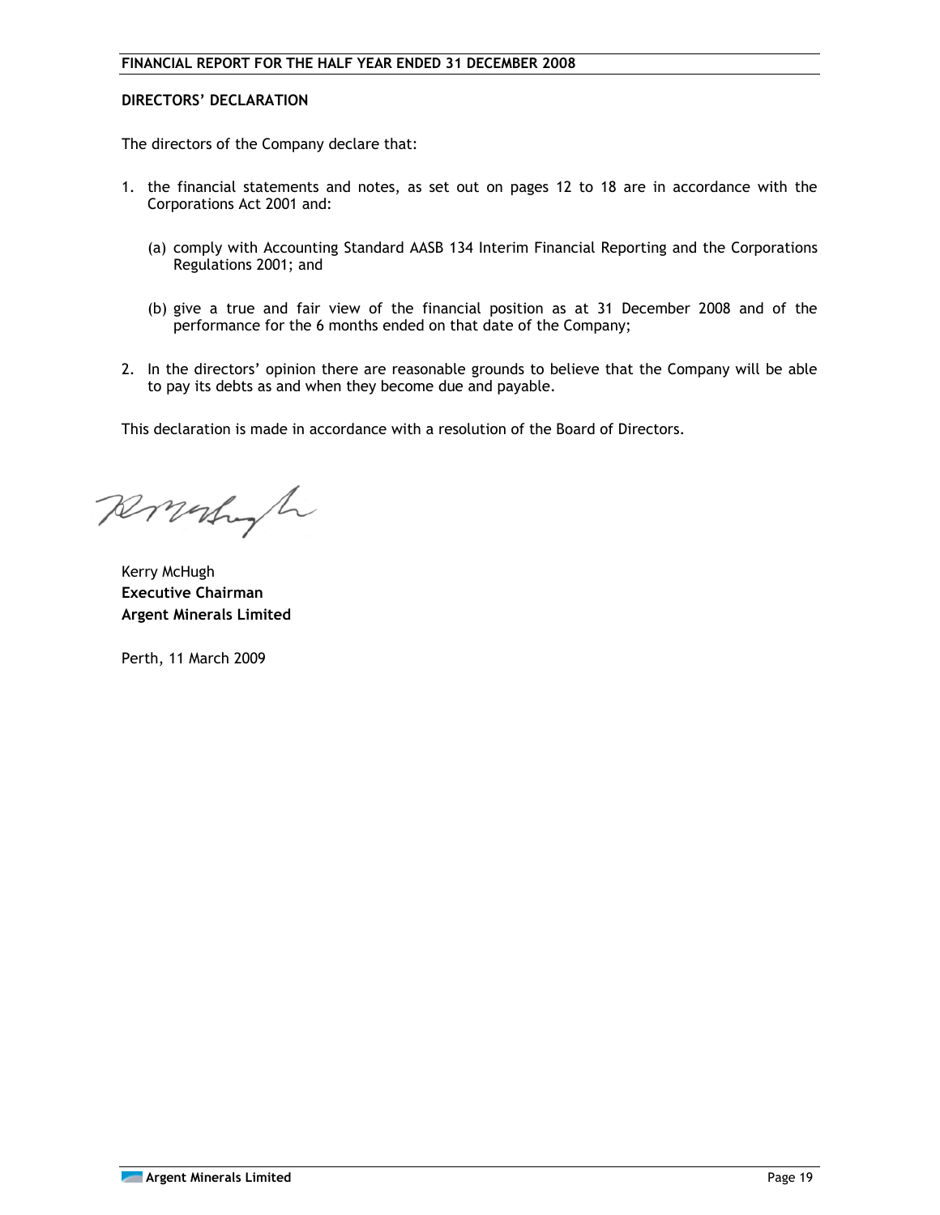## DIRECTORS' DECLARATION

The directors of the Company declare that:

1. the financial statements and notes, as set out on pages 12 to 18 are in accordance with the Corporations Act 2001 and:

   (a) comply with Accounting Standard AASB 134 Interim Financial Reporting and the Corporations Regulations 2001; and

   (b) give a true and fair view of the financial position as at 31 December 2008 and of the performance for the 6 months ended on that date of the Company;

2. In the directors' opinion there are reasonable grounds to believe that the Company will be able to pay its debts as and when they become due and payable.

This declaration is made in accordance with a resolution of the Board of Directors.

Kerry McHugh
**Executive Chairman**
**Argent Minerals Limited**

Perth, 11 March 2009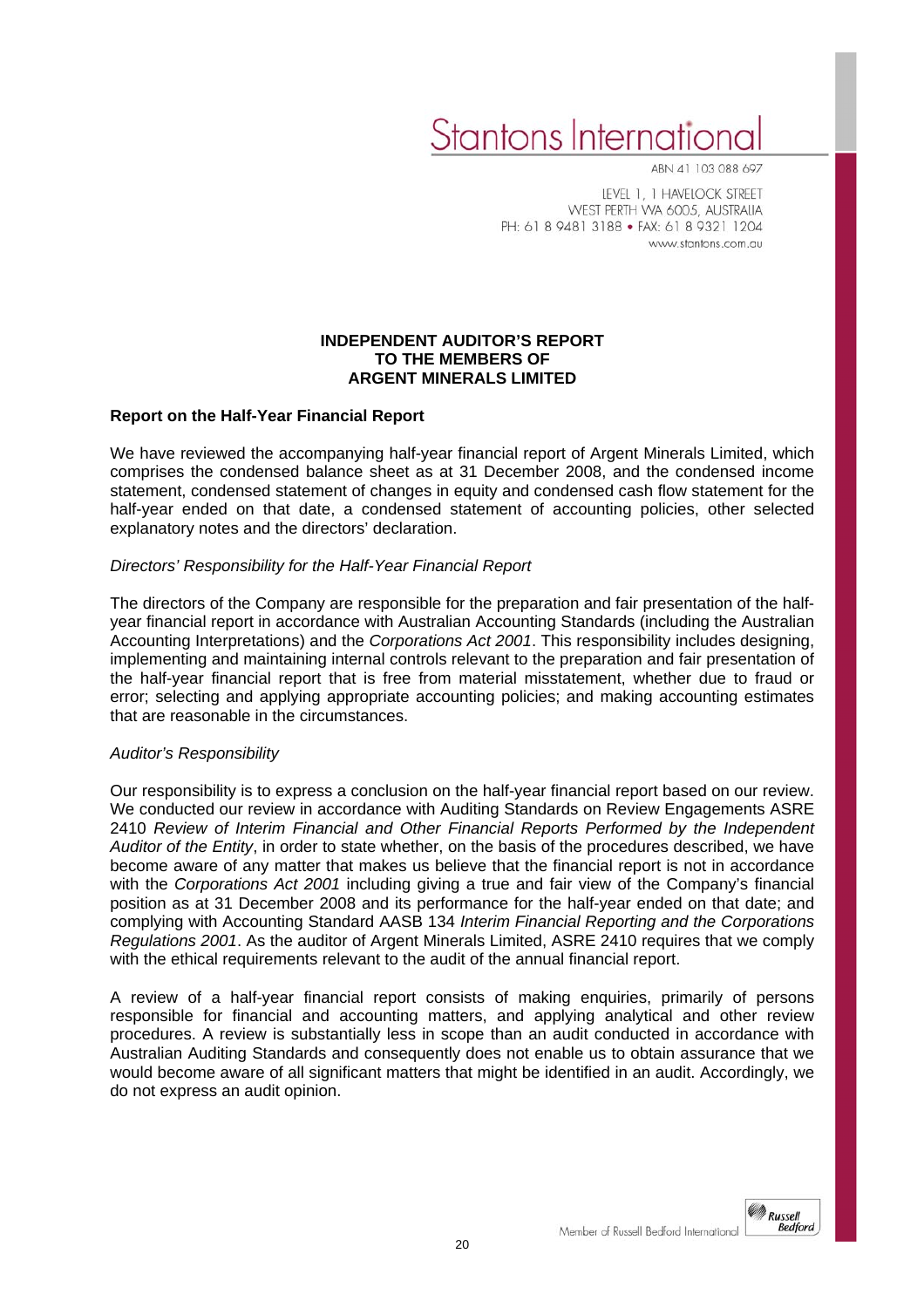# Stantons International

ABN 41 103 088 697

LEVEL 1, 1 HAVELOCK STREET
WEST PERTH WA 6005, AUSTRALIA
PH: 61 8 9481 3188 • FAX: 61 8 9321 1204
www.stantons.com.au

**INDEPENDENT AUDITOR'S REPORT
TO THE MEMBERS OF
ARGENT MINERALS LIMITED**

## Report on the Half-Year Financial Report

We have reviewed the accompanying half-year financial report of Argent Minerals Limited, which comprises the condensed balance sheet as at 31 December 2008, and the condensed income statement, condensed statement of changes in equity and condensed cash flow statement for the half-year ended on that date, a condensed statement of accounting policies, other selected explanatory notes and the directors' declaration.

*Directors' Responsibility for the Half-Year Financial Report*

The directors of the Company are responsible for the preparation and fair presentation of the half-year financial report in accordance with Australian Accounting Standards (including the Australian Accounting Interpretations) and the *Corporations Act 2001*. This responsibility includes designing, implementing and maintaining internal controls relevant to the preparation and fair presentation of the half-year financial report that is free from material misstatement, whether due to fraud or error; selecting and applying appropriate accounting policies; and making accounting estimates that are reasonable in the circumstances.

*Auditor's Responsibility*

Our responsibility is to express a conclusion on the half-year financial report based on our review. We conducted our review in accordance with Auditing Standards on Review Engagements ASRE 2410 *Review of Interim Financial and Other Financial Reports Performed by the Independent Auditor of the Entity*, in order to state whether, on the basis of the procedures described, we have become aware of any matter that makes us believe that the financial report is not in accordance with the *Corporations Act 2001* including giving a true and fair view of the Company's financial position as at 31 December 2008 and its performance for the half-year ended on that date; and complying with Accounting Standard AASB 134 *Interim Financial Reporting and the Corporations Regulations 2001*. As the auditor of Argent Minerals Limited, ASRE 2410 requires that we comply with the ethical requirements relevant to the audit of the annual financial report.

A review of a half-year financial report consists of making enquiries, primarily of persons responsible for financial and accounting matters, and applying analytical and other review procedures. A review is substantially less in scope than an audit conducted in accordance with Australian Auditing Standards and consequently does not enable us to obtain assurance that we would become aware of all significant matters that might be identified in an audit. Accordingly, we do not express an audit opinion.

Member of Russell Bedford International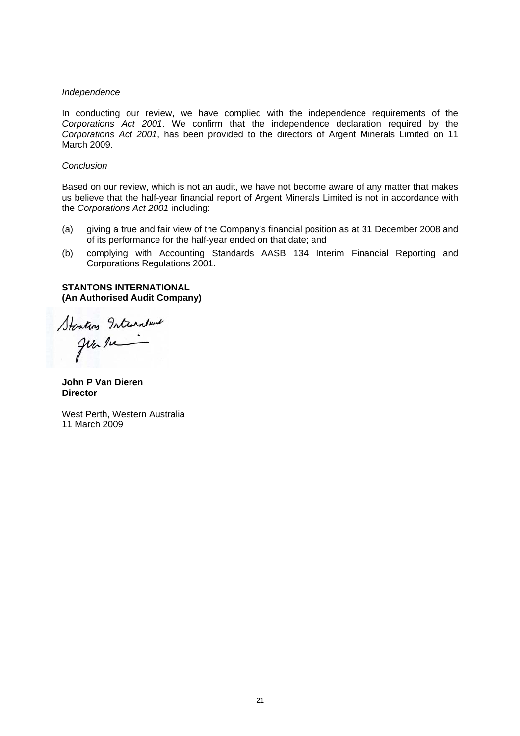*Independence*

In conducting our review, we have complied with the independence requirements of the *Corporations Act 2001*. We confirm that the independence declaration required by the *Corporations Act 2001*, has been provided to the directors of Argent Minerals Limited on 11 March 2009.

*Conclusion*

Based on our review, which is not an audit, we have not become aware of any matter that makes us believe that the half-year financial report of Argent Minerals Limited is not in accordance with the *Corporations Act 2001* including:

(a) giving a true and fair view of the Company's financial position as at 31 December 2008 and of its performance for the half-year ended on that date; and

(b) complying with Accounting Standards AASB 134 Interim Financial Reporting and Corporations Regulations 2001.

**STANTONS INTERNATIONAL**
**(An Authorised Audit Company)**

**John P Van Dieren**
**Director**

West Perth, Western Australia
11 March 2009